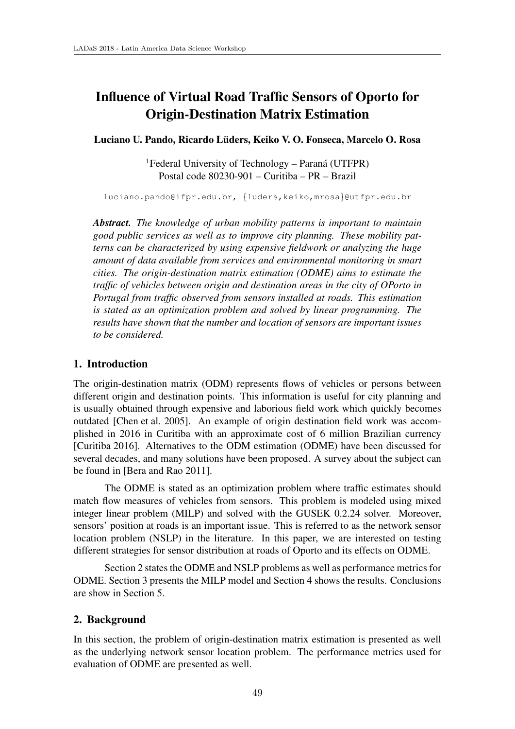# Influence of Virtual Road Traffic Sensors of Oporto for Origin-Destination Matrix Estimation

**Luciano U. Pando, Ricardo Lüders, Keiko V. O. Fonseca, Marcelo O. Rosa**

[1]Federal University of Technology – Paraná (UTFPR)
Postal code 80230-901 – Curitiba – PR – Brazil

luciano.pando@ifpr.edu.br, {luders,keiko,mrosa}@utfpr.edu.br

***Abstract.*** *The knowledge of urban mobility patterns is important to maintain good public services as well as to improve city planning. These mobility patterns can be characterized by using expensive fieldwork or analyzing the huge amount of data available from services and environmental monitoring in smart cities. The origin-destination matrix estimation (ODME) aims to estimate the traffic of vehicles between origin and destination areas in the city of OPorto in Portugal from traffic observed from sensors installed at roads. This estimation is stated as an optimization problem and solved by linear programming. The results have shown that the number and location of sensors are important issues to be considered.*

## 1. Introduction

The origin-destination matrix (ODM) represents flows of vehicles or persons between different origin and destination points. This information is useful for city planning and is usually obtained through expensive and laborious field work which quickly becomes outdated [Chen et al. 2005]. An example of origin destination field work was accomplished in 2016 in Curitiba with an approximate cost of 6 million Brazilian currency [Curitiba 2016]. Alternatives to the ODM estimation (ODME) have been discussed for several decades, and many solutions have been proposed. A survey about the subject can be found in [Bera and Rao 2011].

The ODME is stated as an optimization problem where traffic estimates should match flow measures of vehicles from sensors. This problem is modeled using mixed integer linear problem (MILP) and solved with the GUSEK 0.2.24 solver. Moreover, sensors' position at roads is an important issue. This is referred to as the network sensor location problem (NSLP) in the literature. In this paper, we are interested on testing different strategies for sensor distribution at roads of Oporto and its effects on ODME.

Section 2 states the ODME and NSLP problems as well as performance metrics for ODME. Section 3 presents the MILP model and Section 4 shows the results. Conclusions are show in Section 5.

## 2. Background

In this section, the problem of origin-destination matrix estimation is presented as well as the underlying network sensor location problem. The performance metrics used for evaluation of ODME are presented as well.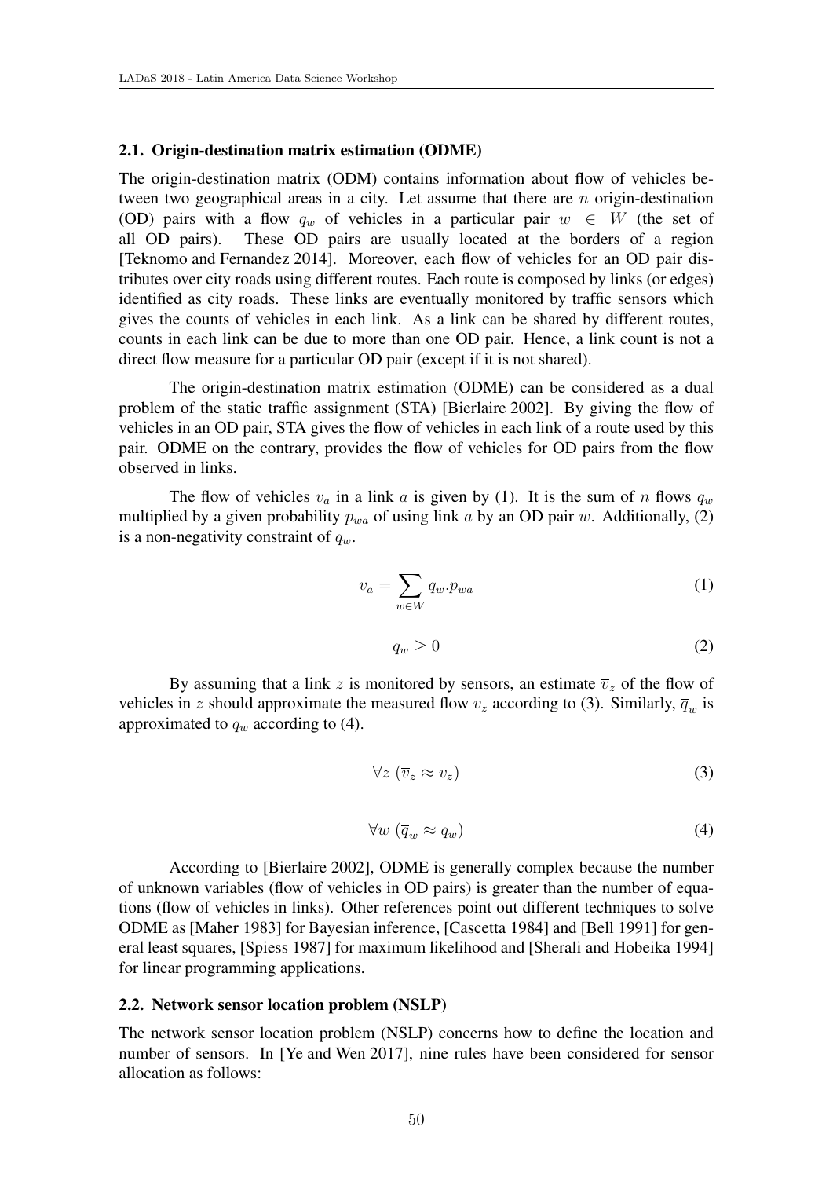### 2.1. Origin-destination matrix estimation (ODME)

The origin-destination matrix (ODM) contains information about flow of vehicles between two geographical areas in a city. Let assume that there are $n$ origin-destination (OD) pairs with a flow $q_w$ of vehicles in a particular pair $w \in W$ (the set of all OD pairs). These OD pairs are usually located at the borders of a region [Teknomo and Fernandez 2014]. Moreover, each flow of vehicles for an OD pair distributes over city roads using different routes. Each route is composed by links (or edges) identified as city roads. These links are eventually monitored by traffic sensors which gives the counts of vehicles in each link. As a link can be shared by different routes, counts in each link can be due to more than one OD pair. Hence, a link count is not a direct flow measure for a particular OD pair (except if it is not shared).

The origin-destination matrix estimation (ODME) can be considered as a dual problem of the static traffic assignment (STA) [Bierlaire 2002]. By giving the flow of vehicles in an OD pair, STA gives the flow of vehicles in each link of a route used by this pair. ODME on the contrary, provides the flow of vehicles for OD pairs from the flow observed in links.

The flow of vehicles $v_a$ in a link $a$ is given by (1). It is the sum of $n$ flows $q_w$ multiplied by a given probability $p_{wa}$ of using link $a$ by an OD pair $w$. Additionally, (2) is a non-negativity constraint of $q_w$.

$$v_a = \sum_{w \in W} q_w . p_{wa} \tag{1}$$

$$q_w \geq 0 \tag{2}$$

By assuming that a link $z$ is monitored by sensors, an estimate $\overline{v}_z$ of the flow of vehicles in $z$ should approximate the measured flow $v_z$ according to (3). Similarly, $\overline{q}_w$ is approximated to $q_w$ according to (4).

$$\forall z \ (\overline{v}_z \approx v_z) \tag{3}$$

$$\forall w \ (\overline{q}_w \approx q_w) \tag{4}$$

According to [Bierlaire 2002], ODME is generally complex because the number of unknown variables (flow of vehicles in OD pairs) is greater than the number of equations (flow of vehicles in links). Other references point out different techniques to solve ODME as [Maher 1983] for Bayesian inference, [Cascetta 1984] and [Bell 1991] for general least squares, [Spiess 1987] for maximum likelihood and [Sherali and Hobeika 1994] for linear programming applications.

### 2.2. Network sensor location problem (NSLP)

The network sensor location problem (NSLP) concerns how to define the location and number of sensors. In [Ye and Wen 2017], nine rules have been considered for sensor allocation as follows: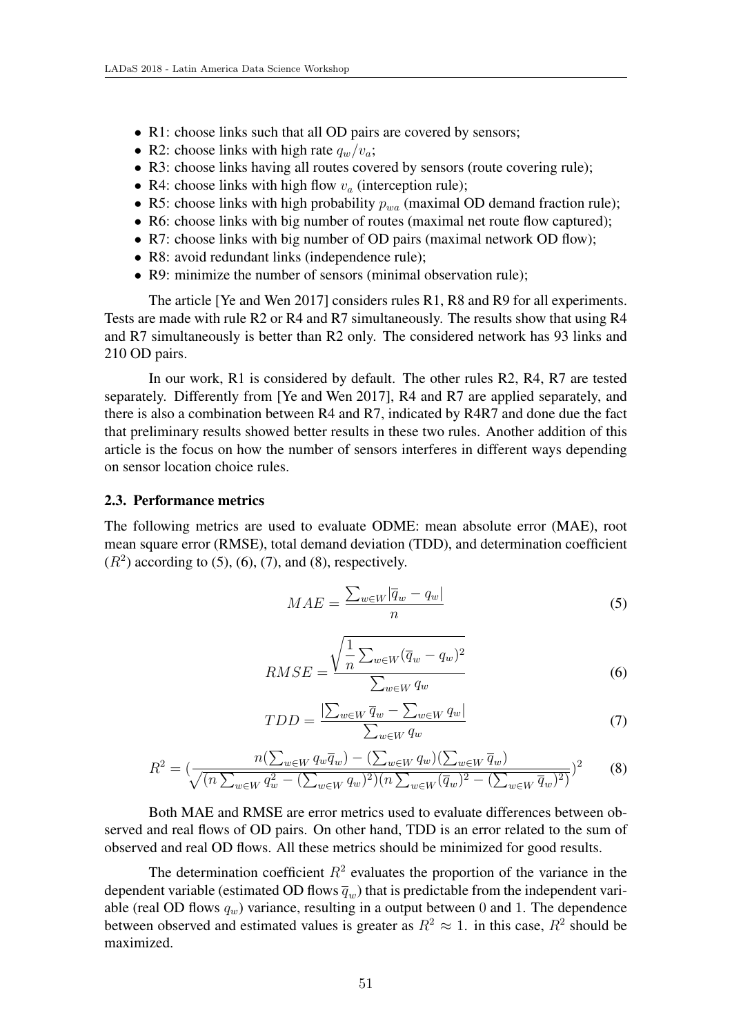- R1: choose links such that all OD pairs are covered by sensors;
- R2: choose links with high rate $q_w/v_a$;
- R3: choose links having all routes covered by sensors (route covering rule);
- R4: choose links with high flow $v_a$ (interception rule);
- R5: choose links with high probability $p_{wa}$ (maximal OD demand fraction rule);
- R6: choose links with big number of routes (maximal net route flow captured);
- R7: choose links with big number of OD pairs (maximal network OD flow);
- R8: avoid redundant links (independence rule);
- R9: minimize the number of sensors (minimal observation rule);

The article [Ye and Wen 2017] considers rules R1, R8 and R9 for all experiments. Tests are made with rule R2 or R4 and R7 simultaneously. The results show that using R4 and R7 simultaneously is better than R2 only. The considered network has 93 links and 210 OD pairs.

In our work, R1 is considered by default. The other rules R2, R4, R7 are tested separately. Differently from [Ye and Wen 2017], R4 and R7 are applied separately, and there is also a combination between R4 and R7, indicated by R4R7 and done due the fact that preliminary results showed better results in these two rules. Another addition of this article is the focus on how the number of sensors interferes in different ways depending on sensor location choice rules.

### 2.3. Performance metrics

The following metrics are used to evaluate ODME: mean absolute error (MAE), root mean square error (RMSE), total demand deviation (TDD), and determination coefficient ($R^2$) according to (5), (6), (7), and (8), respectively.

$$MAE = \frac{\sum_{w \in W} |\overline{q}_w - q_w|}{n} \tag{5}$$

$$RMSE = \frac{\sqrt{\frac{1}{n} \sum_{w \in W} (\overline{q}_w - q_w)^2}}{\sum_{w \in W} q_w} \tag{6}$$

$$TDD = \frac{|\sum_{w \in W} \overline{q}_w - \sum_{w \in W} q_w|}{\sum_{w \in W} q_w} \tag{7}$$

$$R^2 = \left(\frac{n(\sum_{w \in W} q_w \overline{q}_w) - (\sum_{w \in W} q_w)(\sum_{w \in W} \overline{q}_w)}{\sqrt{(n \sum_{w \in W} q_w^2 - (\sum_{w \in W} q_w)^2)(n \sum_{w \in W} (\overline{q}_w)^2 - (\sum_{w \in W} \overline{q}_w)^2)}}\right)^2 \tag{8}$$

Both MAE and RMSE are error metrics used to evaluate differences between observed and real flows of OD pairs. On other hand, TDD is an error related to the sum of observed and real OD flows. All these metrics should be minimized for good results.

The determination coefficient $R^2$ evaluates the proportion of the variance in the dependent variable (estimated OD flows $\overline{q}_w$) that is predictable from the independent variable (real OD flows $q_w$) variance, resulting in a output between $0$ and $1$. The dependence between observed and estimated values is greater as $R^2 \approx 1$. in this case, $R^2$ should be maximized.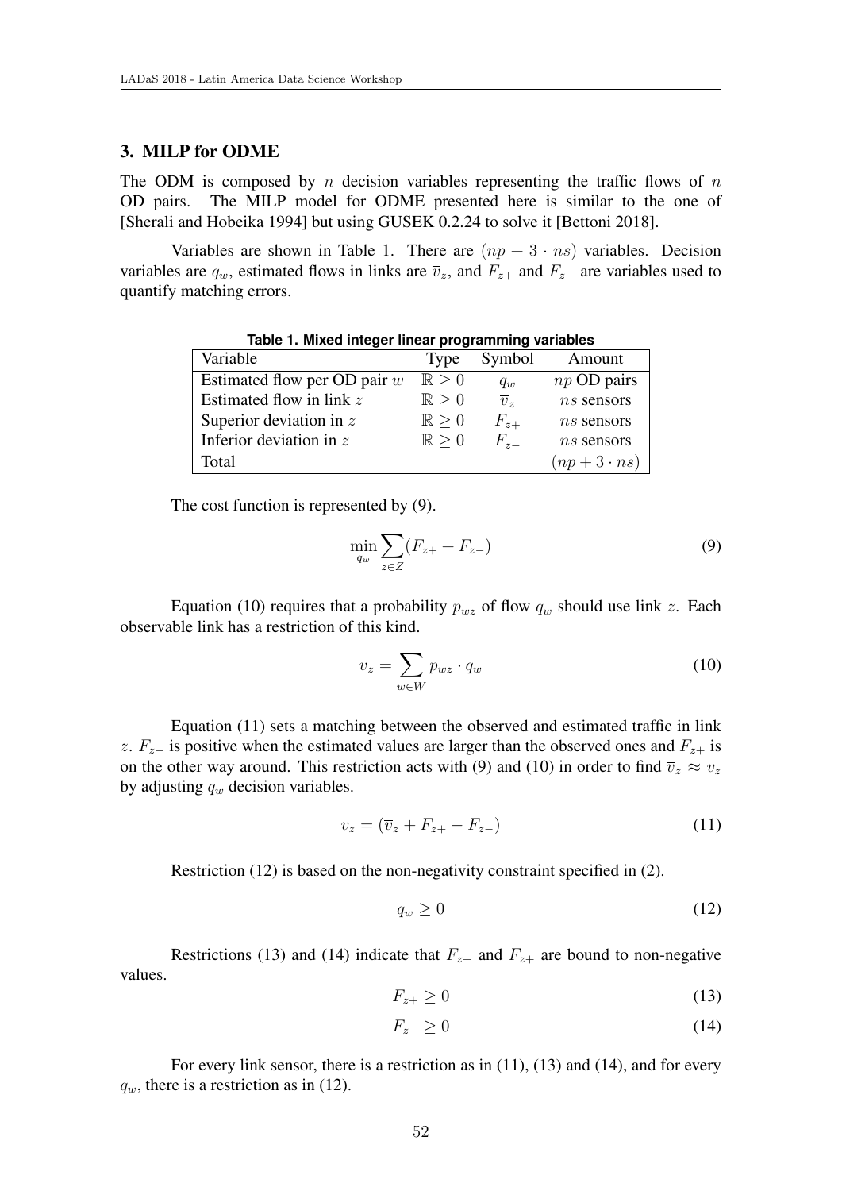## 3. MILP for ODME

The ODM is composed by $n$ decision variables representing the traffic flows of $n$ OD pairs. The MILP model for ODME presented here is similar to the one of [Sherali and Hobeika 1994] but using GUSEK 0.2.24 to solve it [Bettoni 2018].

Variables are shown in Table 1. There are $(np + 3 \cdot ns)$ variables. Decision variables are $q_w$, estimated flows in links are $\overline{v}_z$, and $F_{z+}$ and $F_{z-}$ are variables used to quantify matching errors.

**Table 1. Mixed integer linear programming variables**

| Variable | Type | Symbol | Amount |
|---|---|---|---|
| Estimated flow per OD pair $w$ | $\mathbb{R} \geq 0$ | $q_w$ | $np$ OD pairs |
| Estimated flow in link $z$ | $\mathbb{R} \geq 0$ | $\overline{v}_z$ | $ns$ sensors |
| Superior deviation in $z$ | $\mathbb{R} \geq 0$ | $F_{z+}$ | $ns$ sensors |
| Inferior deviation in $z$ | $\mathbb{R} \geq 0$ | $F_{z-}$ | $ns$ sensors |
| Total | | | $(np + 3 \cdot ns)$ |

The cost function is represented by (9).

$$\min_{q_w} \sum_{z \in Z} (F_{z+} + F_{z-}) \tag{9}$$

Equation (10) requires that a probability $p_{wz}$ of flow $q_w$ should use link $z$. Each observable link has a restriction of this kind.

$$\overline{v}_z = \sum_{w \in W} p_{wz} \cdot q_w \tag{10}$$

Equation (11) sets a matching between the observed and estimated traffic in link $z$. $F_{z-}$ is positive when the estimated values are larger than the observed ones and $F_{z+}$ is on the other way around. This restriction acts with (9) and (10) in order to find $\overline{v}_z \approx v_z$ by adjusting $q_w$ decision variables.

$$v_z = (\overline{v}_z + F_{z+} - F_{z-}) \tag{11}$$

Restriction (12) is based on the non-negativity constraint specified in (2).

$$q_w \geq 0 \tag{12}$$

Restrictions (13) and (14) indicate that $F_{z+}$ and $F_{z+}$ are bound to non-negative values.

$$F_{z+} \geq 0 \tag{13}$$

$$F_{z-} \geq 0 \tag{14}$$

For every link sensor, there is a restriction as in (11), (13) and (14), and for every $q_w$, there is a restriction as in (12).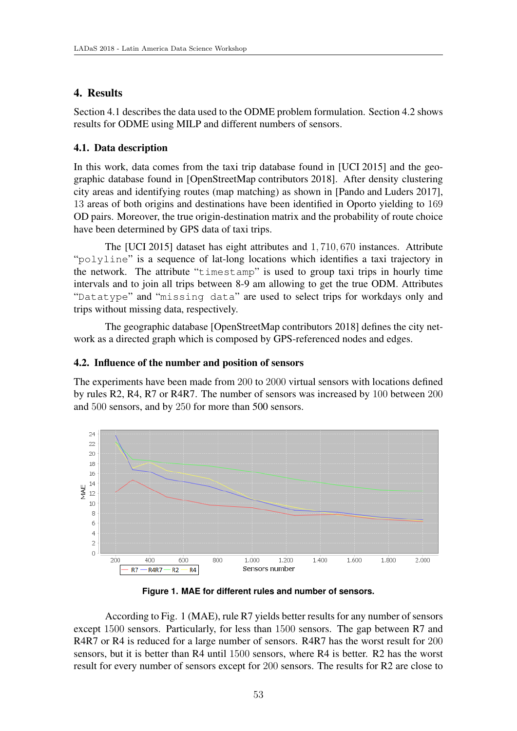## 4. Results

Section 4.1 describes the data used to the ODME problem formulation. Section 4.2 shows results for ODME using MILP and different numbers of sensors.

### 4.1. Data description

In this work, data comes from the taxi trip database found in [UCI 2015] and the geographic database found in [OpenStreetMap contributors 2018]. After density clustering city areas and identifying routes (map matching) as shown in [Pando and Luders 2017], 13 areas of both origins and destinations have been identified in Oporto yielding to 169 OD pairs. Moreover, the true origin-destination matrix and the probability of route choice have been determined by GPS data of taxi trips.

The [UCI 2015] dataset has eight attributes and $1,710,670$ instances. Attribute "polyline" is a sequence of lat-long locations which identifies a taxi trajectory in the network. The attribute "timestamp" is used to group taxi trips in hourly time intervals and to join all trips between 8-9 am allowing to get the true ODM. Attributes "Datatype" and "missing data" are used to select trips for workdays only and trips without missing data, respectively.

The geographic database [OpenStreetMap contributors 2018] defines the city network as a directed graph which is composed by GPS-referenced nodes and edges.

### 4.2. Influence of the number and position of sensors

The experiments have been made from 200 to 2000 virtual sensors with locations defined by rules R2, R4, R7 or R4R7. The number of sensors was increased by 100 between 200 and 500 sensors, and by 250 for more than 500 sensors.

**Figure 1. MAE for different rules and number of sensors.**

According to Fig. 1 (MAE), rule R7 yields better results for any number of sensors except 1500 sensors. Particularly, for less than 1500 sensors. The gap between R7 and R4R7 or R4 is reduced for a large number of sensors. R4R7 has the worst result for 200 sensors, but it is better than R4 until 1500 sensors, where R4 is better. R2 has the worst result for every number of sensors except for 200 sensors. The results for R2 are close to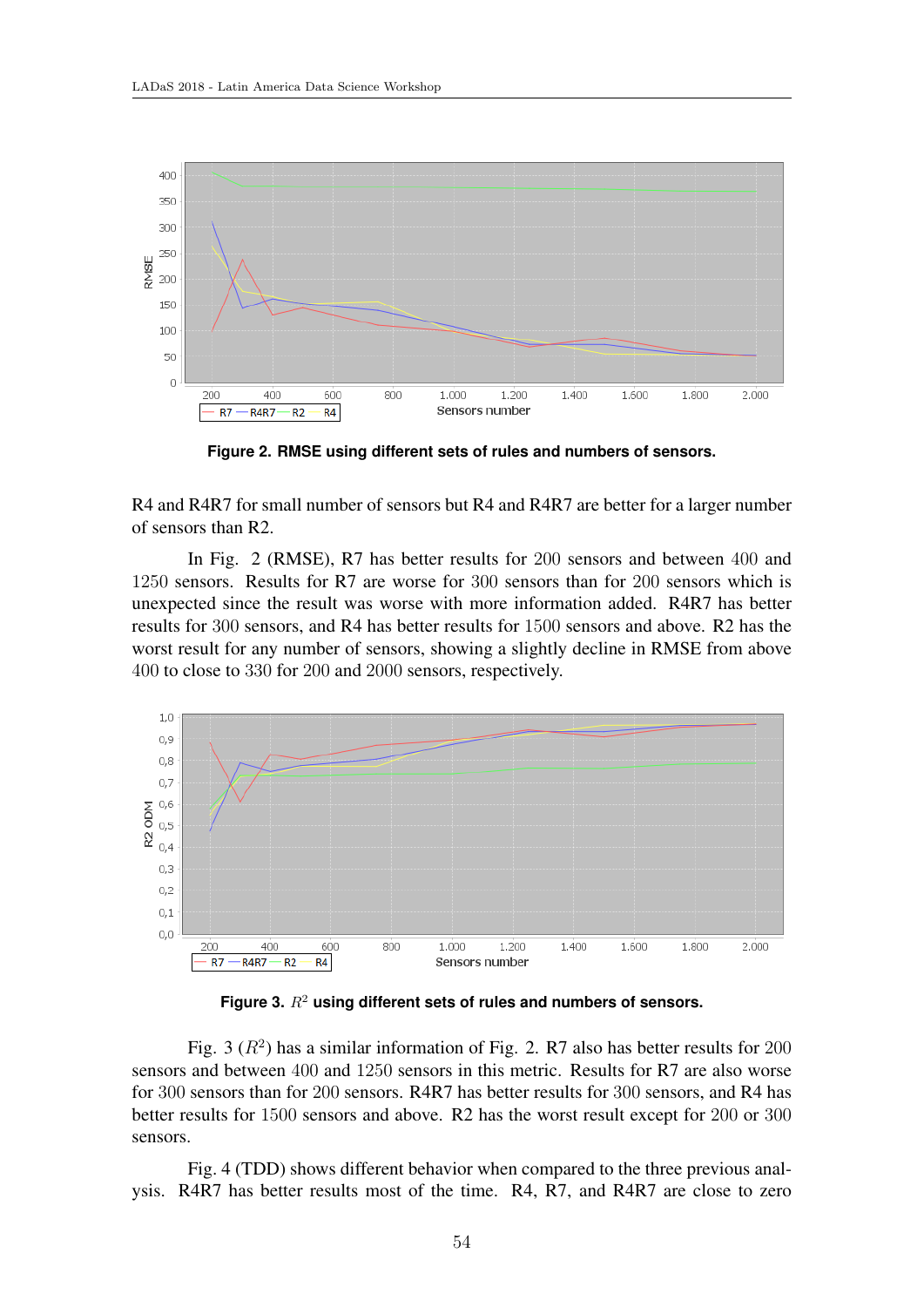**Figure 2. RMSE using different sets of rules and numbers of sensors.**

R4 and R4R7 for small number of sensors but R4 and R4R7 are better for a larger number of sensors than R2.

In Fig. 2 (RMSE), R7 has better results for 200 sensors and between 400 and 1250 sensors. Results for R7 are worse for 300 sensors than for 200 sensors which is unexpected since the result was worse with more information added. R4R7 has better results for 300 sensors, and R4 has better results for 1500 sensors and above. R2 has the worst result for any number of sensors, showing a slightly decline in RMSE from above 400 to close to 330 for 200 and 2000 sensors, respectively.

**Figure 3. $R^2$ using different sets of rules and numbers of sensors.**

Fig. 3 ($R^2$) has a similar information of Fig. 2. R7 also has better results for 200 sensors and between 400 and 1250 sensors in this metric. Results for R7 are also worse for 300 sensors than for 200 sensors. R4R7 has better results for 300 sensors, and R4 has better results for 1500 sensors and above. R2 has the worst result except for 200 or 300 sensors.

Fig. 4 (TDD) shows different behavior when compared to the three previous analysis. R4R7 has better results most of the time. R4, R7, and R4R7 are close to zero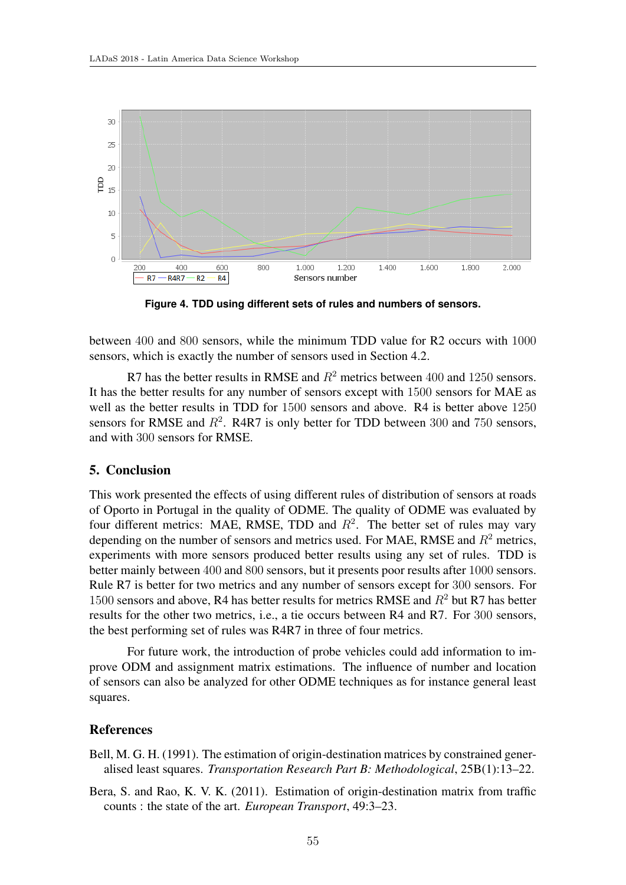**Figure 4. TDD using different sets of rules and numbers of sensors.**

between 400 and 800 sensors, while the minimum TDD value for R2 occurs with 1000 sensors, which is exactly the number of sensors used in Section 4.2.

R7 has the better results in RMSE and $R^2$ metrics between 400 and 1250 sensors. It has the better results for any number of sensors except with 1500 sensors for MAE as well as the better results in TDD for 1500 sensors and above. R4 is better above 1250 sensors for RMSE and $R^2$. R4R7 is only better for TDD between 300 and 750 sensors, and with 300 sensors for RMSE.

## 5. Conclusion

This work presented the effects of using different rules of distribution of sensors at roads of Oporto in Portugal in the quality of ODME. The quality of ODME was evaluated by four different metrics: MAE, RMSE, TDD and $R^2$. The better set of rules may vary depending on the number of sensors and metrics used. For MAE, RMSE and $R^2$ metrics, experiments with more sensors produced better results using any set of rules. TDD is better mainly between 400 and 800 sensors, but it presents poor results after 1000 sensors. Rule R7 is better for two metrics and any number of sensors except for 300 sensors. For 1500 sensors and above, R4 has better results for metrics RMSE and $R^2$ but R7 has better results for the other two metrics, i.e., a tie occurs between R4 and R7. For 300 sensors, the best performing set of rules was R4R7 in three of four metrics.

For future work, the introduction of probe vehicles could add information to improve ODM and assignment matrix estimations. The influence of number and location of sensors can also be analyzed for other ODME techniques as for instance general least squares.

## References

Bell, M. G. H. (1991). The estimation of origin-destination matrices by constrained generalised least squares. *Transportation Research Part B: Methodological*, 25B(1):13–22.

Bera, S. and Rao, K. V. K. (2011). Estimation of origin-destination matrix from traffic counts : the state of the art. *European Transport*, 49:3–23.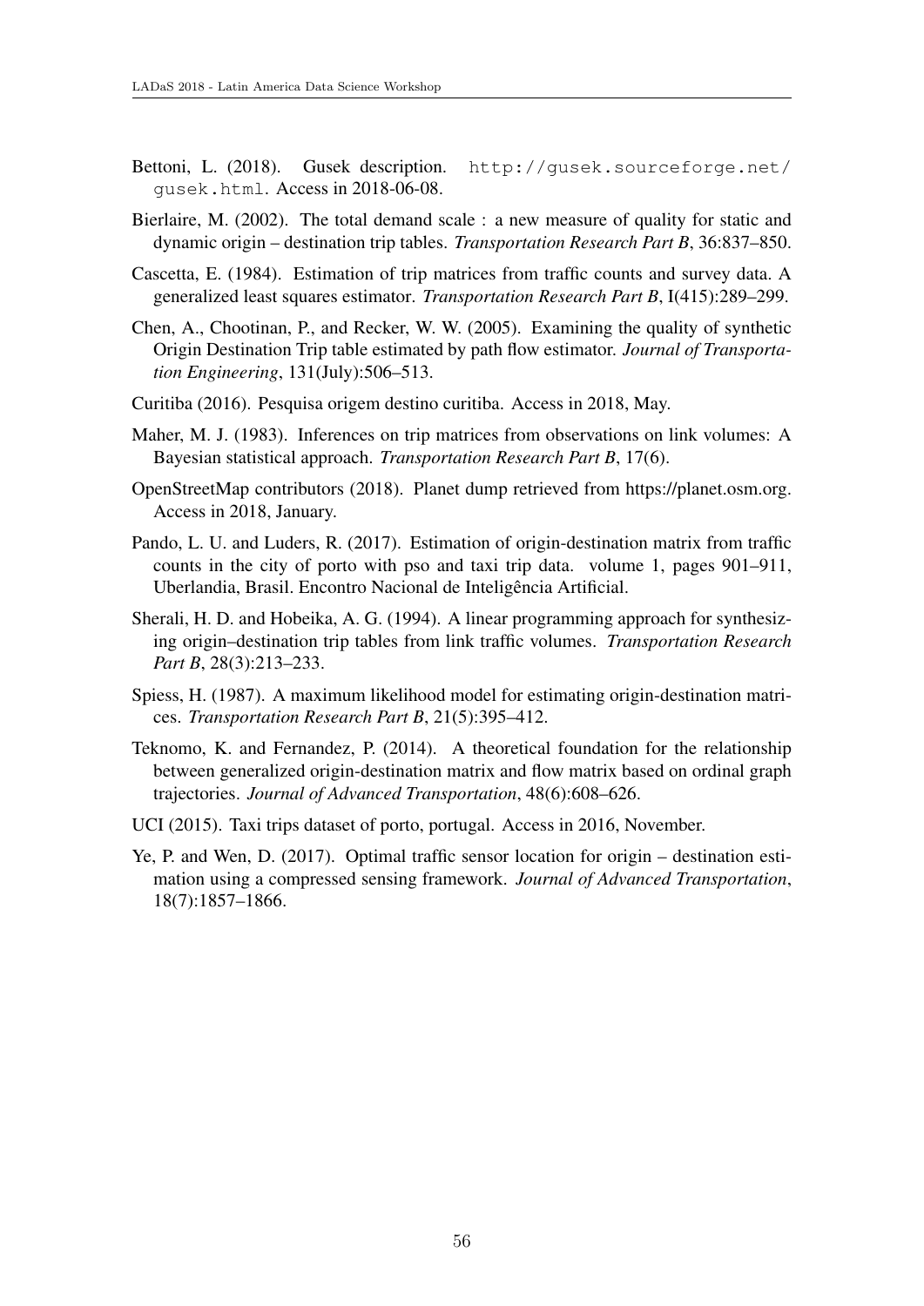Bettoni, L. (2018). Gusek description. `http://gusek.sourceforge.net/gusek.html`. Access in 2018-06-08.

Bierlaire, M. (2002). The total demand scale : a new measure of quality for static and dynamic origin – destination trip tables. *Transportation Research Part B*, 36:837–850.

Cascetta, E. (1984). Estimation of trip matrices from traffic counts and survey data. A generalized least squares estimator. *Transportation Research Part B*, I(415):289–299.

Chen, A., Chootinan, P., and Recker, W. W. (2005). Examining the quality of synthetic Origin Destination Trip table estimated by path flow estimator. *Journal of Transportation Engineering*, 131(July):506–513.

Curitiba (2016). Pesquisa origem destino curitiba. Access in 2018, May.

Maher, M. J. (1983). Inferences on trip matrices from observations on link volumes: A Bayesian statistical approach. *Transportation Research Part B*, 17(6).

OpenStreetMap contributors (2018). Planet dump retrieved from https://planet.osm.org. Access in 2018, January.

Pando, L. U. and Luders, R. (2017). Estimation of origin-destination matrix from traffic counts in the city of porto with pso and taxi trip data. volume 1, pages 901–911, Uberlandia, Brasil. Encontro Nacional de Inteligência Artificial.

Sherali, H. D. and Hobeika, A. G. (1994). A linear programming approach for synthesizing origin–destination trip tables from link traffic volumes. *Transportation Research Part B*, 28(3):213–233.

Spiess, H. (1987). A maximum likelihood model for estimating origin-destination matrices. *Transportation Research Part B*, 21(5):395–412.

Teknomo, K. and Fernandez, P. (2014). A theoretical foundation for the relationship between generalized origin-destination matrix and flow matrix based on ordinal graph trajectories. *Journal of Advanced Transportation*, 48(6):608–626.

UCI (2015). Taxi trips dataset of porto, portugal. Access in 2016, November.

Ye, P. and Wen, D. (2017). Optimal traffic sensor location for origin – destination estimation using a compressed sensing framework. *Journal of Advanced Transportation*, 18(7):1857–1866.